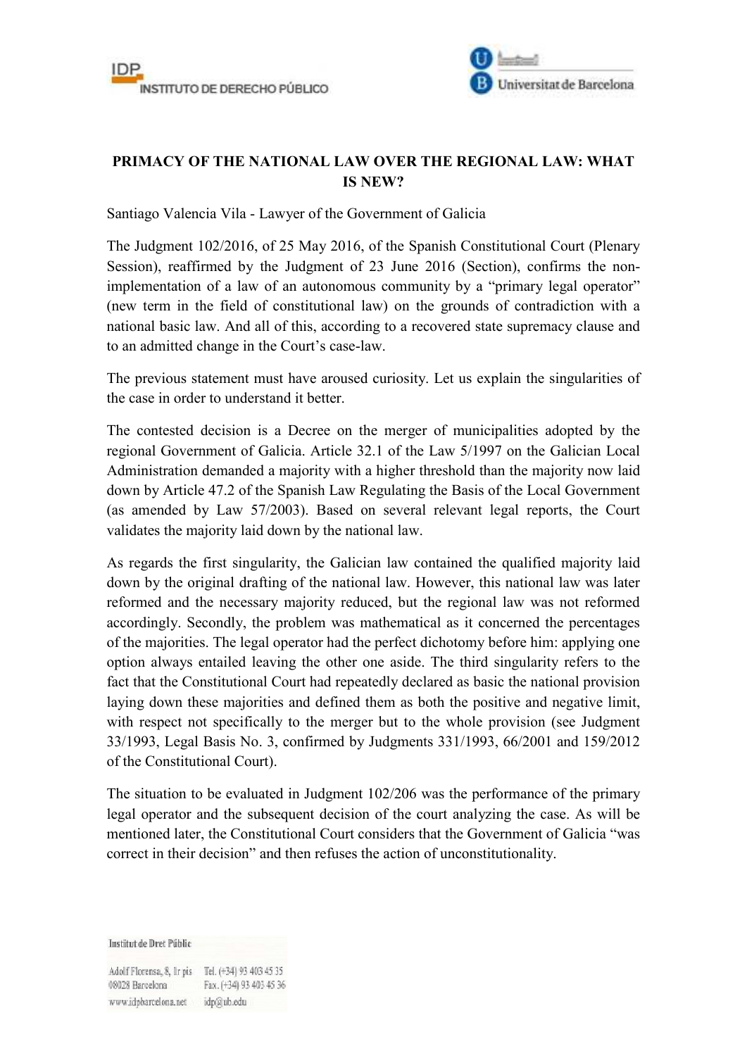# PRIMACY OF THE NATIONAL LAW OVER THE REGIONAL LAW: WHAT IS NEW?

Santiago Valencia Vila - Lawyer of the Government of Galicia

The Judgment 102/2016, of 25 May 2016, of the Spanish Constitutional Court (Plenary Session), reaffirmed by the Judgment of 23 June 2016 (Section), confirms the non-implementation of a law of an autonomous community by a "primary legal operator" (new term in the field of constitutional law) on the grounds of contradiction with a national basic law. And all of this, according to a recovered state supremacy clause and to an admitted change in the Court's case-law.

The previous statement must have aroused curiosity. Let us explain the singularities of the case in order to understand it better.

The contested decision is a Decree on the merger of municipalities adopted by the regional Government of Galicia. Article 32.1 of the Law 5/1997 on the Galician Local Administration demanded a majority with a higher threshold than the majority now laid down by Article 47.2 of the Spanish Law Regulating the Basis of the Local Government (as amended by Law 57/2003). Based on several relevant legal reports, the Court validates the majority laid down by the national law.

As regards the first singularity, the Galician law contained the qualified majority laid down by the original drafting of the national law. However, this national law was later reformed and the necessary majority reduced, but the regional law was not reformed accordingly. Secondly, the problem was mathematical as it concerned the percentages of the majorities. The legal operator had the perfect dichotomy before him: applying one option always entailed leaving the other one aside. The third singularity refers to the fact that the Constitutional Court had repeatedly declared as basic the national provision laying down these majorities and defined them as both the positive and negative limit, with respect not specifically to the merger but to the whole provision (see Judgment 33/1993, Legal Basis No. 3, confirmed by Judgments 331/1993, 66/2001 and 159/2012 of the Constitutional Court).

The situation to be evaluated in Judgment 102/206 was the performance of the primary legal operator and the subsequent decision of the court analyzing the case. As will be mentioned later, the Constitutional Court considers that the Government of Galicia "was correct in their decision" and then refuses the action of unconstitutionality.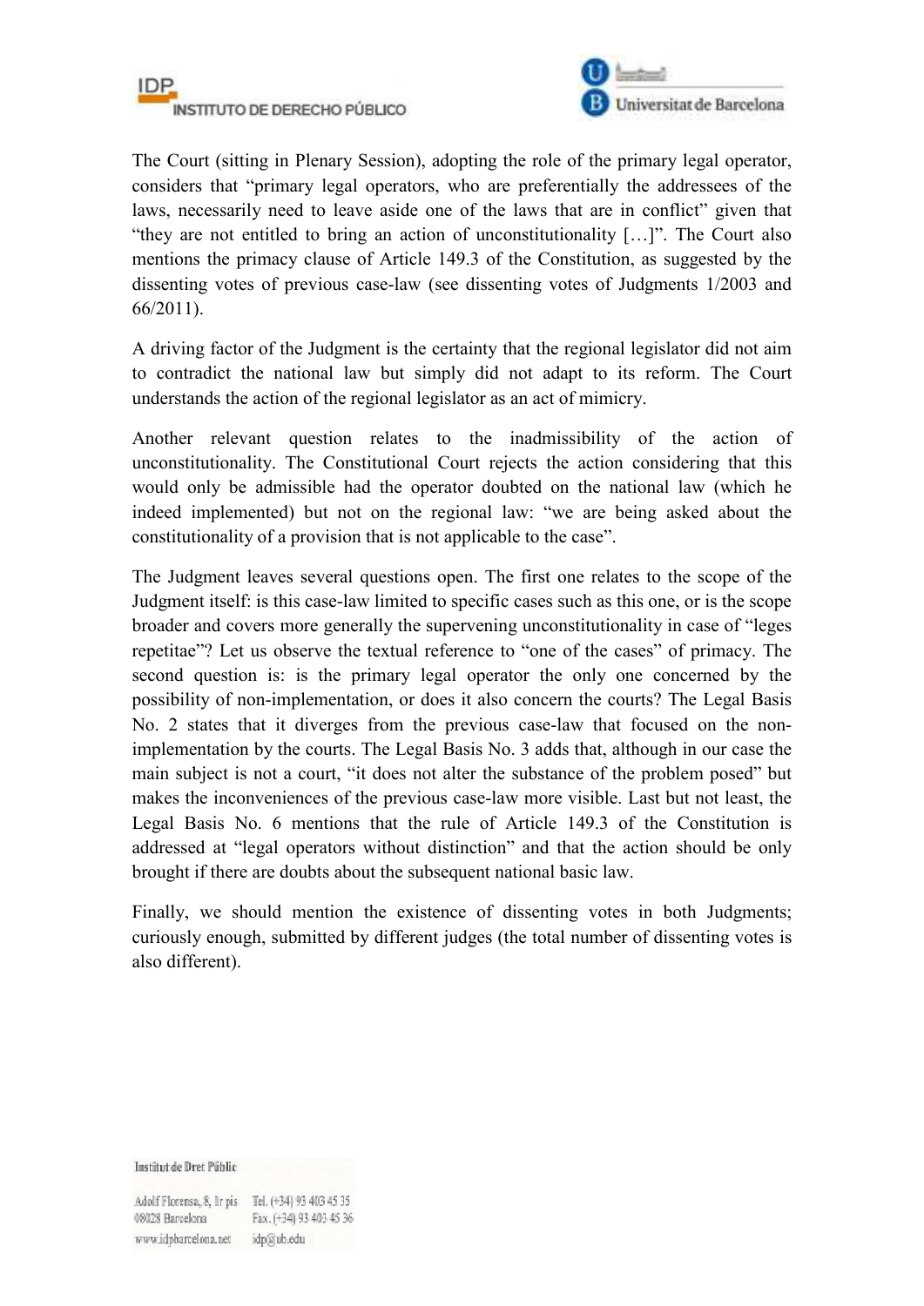The Court (sitting in Plenary Session), adopting the role of the primary legal operator, considers that "primary legal operators, who are preferentially the addressees of the laws, necessarily need to leave aside one of the laws that are in conflict" given that "they are not entitled to bring an action of unconstitutionality […]". The Court also mentions the primacy clause of Article 149.3 of the Constitution, as suggested by the dissenting votes of previous case-law (see dissenting votes of Judgments 1/2003 and 66/2011).

A driving factor of the Judgment is the certainty that the regional legislator did not aim to contradict the national law but simply did not adapt to its reform. The Court understands the action of the regional legislator as an act of mimicry.

Another relevant question relates to the inadmissibility of the action of unconstitutionality. The Constitutional Court rejects the action considering that this would only be admissible had the operator doubted on the national law (which he indeed implemented) but not on the regional law: "we are being asked about the constitutionality of a provision that is not applicable to the case".

The Judgment leaves several questions open. The first one relates to the scope of the Judgment itself: is this case-law limited to specific cases such as this one, or is the scope broader and covers more generally the supervening unconstitutionality in case of "leges repetitae"? Let us observe the textual reference to "one of the cases" of primacy. The second question is: is the primary legal operator the only one concerned by the possibility of non-implementation, or does it also concern the courts? The Legal Basis No. 2 states that it diverges from the previous case-law that focused on the non-implementation by the courts. The Legal Basis No. 3 adds that, although in our case the main subject is not a court, "it does not alter the substance of the problem posed" but makes the inconveniences of the previous case-law more visible. Last but not least, the Legal Basis No. 6 mentions that the rule of Article 149.3 of the Constitution is addressed at "legal operators without distinction" and that the action should be only brought if there are doubts about the subsequent national basic law.

Finally, we should mention the existence of dissenting votes in both Judgments; curiously enough, submitted by different judges (the total number of dissenting votes is also different).